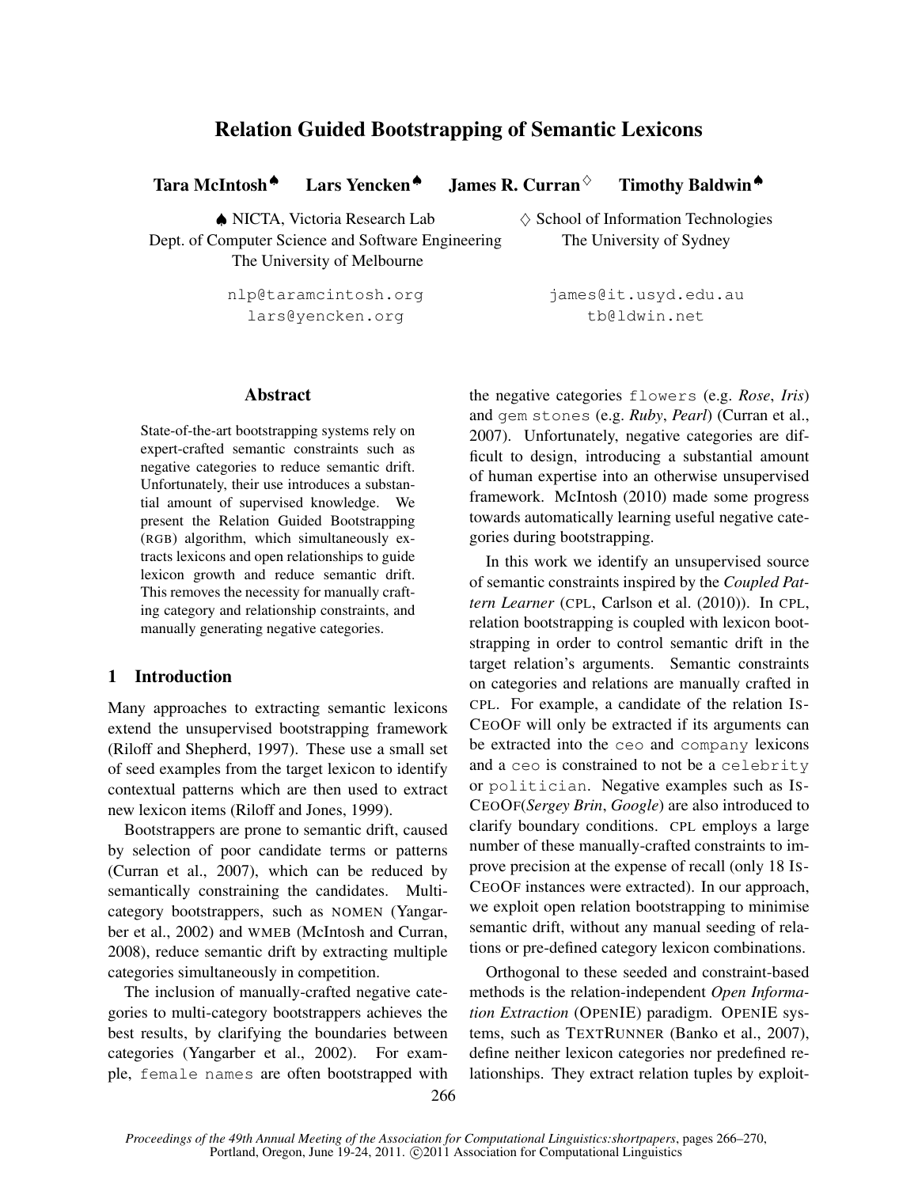# Relation Guided Bootstrapping of Semantic Lexicons

**Tara McIntosh**[♠] **Lars Yencken**[♠] **James R. Curran**[◇] **Timothy Baldwin**[♠]

♠ NICTA, Victoria Research Lab
Dept. of Computer Science and Software Engineering
The University of Melbourne

nlp@taramcintosh.org
lars@yencken.org

◇ School of Information Technologies
The University of Sydney

james@it.usyd.edu.au
tb@ldwin.net

## Abstract

State-of-the-art bootstrapping systems rely on expert-crafted semantic constraints such as negative categories to reduce semantic drift. Unfortunately, their use introduces a substantial amount of supervised knowledge. We present the Relation Guided Bootstrapping (RGB) algorithm, which simultaneously extracts lexicons and open relationships to guide lexicon growth and reduce semantic drift. This removes the necessity for manually crafting category and relationship constraints, and manually generating negative categories.

## 1 Introduction

Many approaches to extracting semantic lexicons extend the unsupervised bootstrapping framework (Riloff and Shepherd, 1997). These use a small set of seed examples from the target lexicon to identify contextual patterns which are then used to extract new lexicon items (Riloff and Jones, 1999).

Bootstrappers are prone to semantic drift, caused by selection of poor candidate terms or patterns (Curran et al., 2007), which can be reduced by semantically constraining the candidates. Multi-category bootstrappers, such as NOMEN (Yangarber et al., 2002) and WMEB (McIntosh and Curran, 2008), reduce semantic drift by extracting multiple categories simultaneously in competition.

The inclusion of manually-crafted negative categories to multi-category bootstrappers achieves the best results, by clarifying the boundaries between categories (Yangarber et al., 2002). For example, `female names` are often bootstrapped with the negative categories `flowers` (e.g. *Rose*, *Iris*) and `gem stones` (e.g. *Ruby*, *Pearl*) (Curran et al., 2007). Unfortunately, negative categories are difficult to design, introducing a substantial amount of human expertise into an otherwise unsupervised framework. McIntosh (2010) made some progress towards automatically learning useful negative categories during bootstrapping.

In this work we identify an unsupervised source of semantic constraints inspired by the *Coupled Pattern Learner* (CPL, Carlson et al. (2010)). In CPL, relation bootstrapping is coupled with lexicon bootstrapping in order to control semantic drift in the target relation's arguments. Semantic constraints on categories and relations are manually crafted in CPL. For example, a candidate of the relation ISCEOOF will only be extracted if its arguments can be extracted into the `ceo` and `company` lexicons and a `ceo` is constrained to not be a `celebrity` or `politician`. Negative examples such as ISCEOOF(*Sergey Brin*, *Google*) are also introduced to clarify boundary conditions. CPL employs a large number of these manually-crafted constraints to improve precision at the expense of recall (only 18 ISCEOOF instances were extracted). In our approach, we exploit open relation bootstrapping to minimise semantic drift, without any manual seeding of relations or pre-defined category lexicon combinations.

Orthogonal to these seeded and constraint-based methods is the relation-independent *Open Information Extraction* (OPENIE) paradigm. OPENIE systems, such as TEXTRUNNER (Banko et al., 2007), define neither lexicon categories nor predefined relationships. They extract relation tuples by exploit-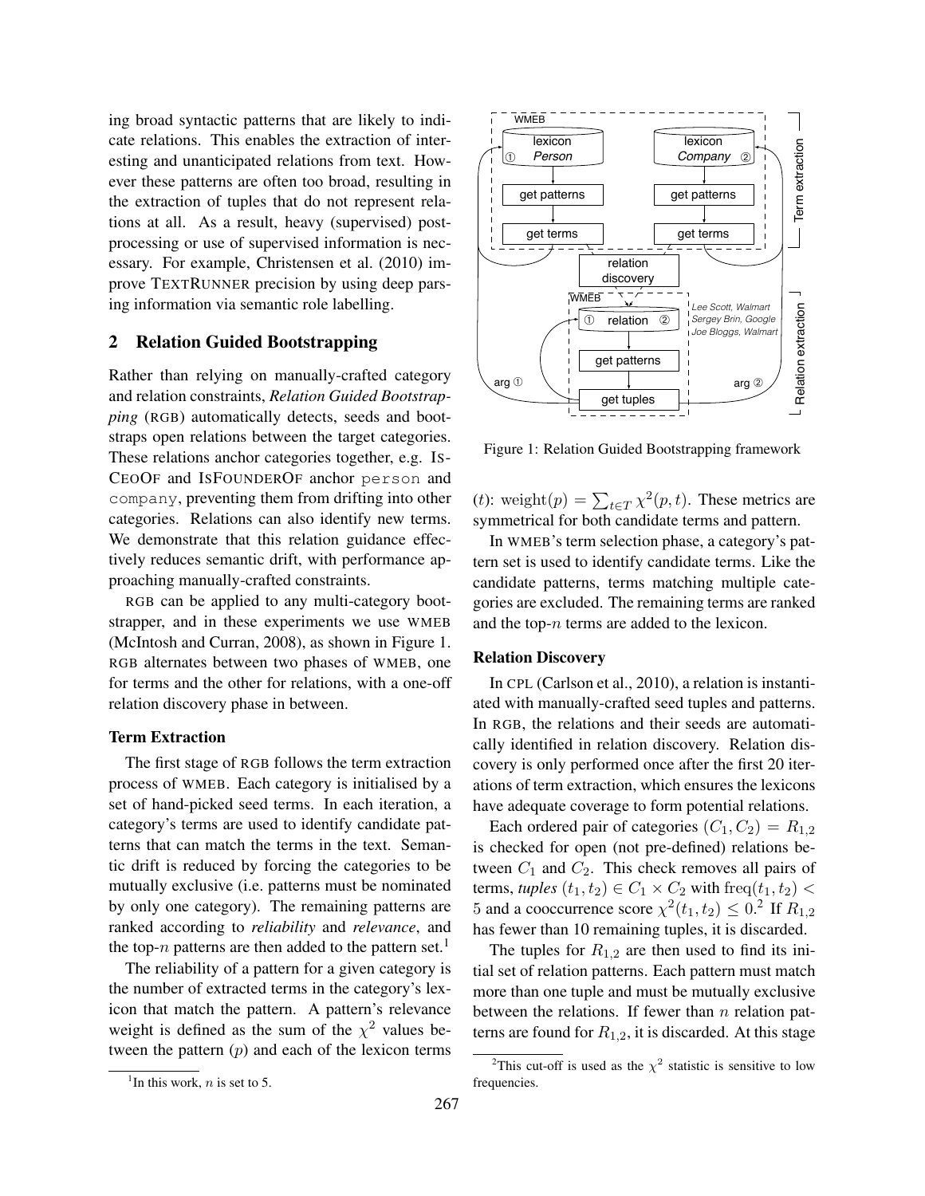ing broad syntactic patterns that are likely to indicate relations. This enables the extraction of interesting and unanticipated relations from text. However these patterns are often too broad, resulting in the extraction of tuples that do not represent relations at all. As a result, heavy (supervised) post-processing or use of supervised information is necessary. For example, Christensen et al. (2010) improve TEXTRUNNER precision by using deep parsing information via semantic role labelling.

## 2 Relation Guided Bootstrapping

Rather than relying on manually-crafted category and relation constraints, *Relation Guided Bootstrapping* (RGB) automatically detects, seeds and bootstraps open relations between the target categories. These relations anchor categories together, e.g. ISCEOOF and ISFOUNDEROF anchor person and company, preventing them from drifting into other categories. Relations can also identify new terms. We demonstrate that this relation guidance effectively reduces semantic drift, with performance approaching manually-crafted constraints.

RGB can be applied to any multi-category bootstrapper, and in these experiments we use WMEB (McIntosh and Curran, 2008), as shown in Figure 1. RGB alternates between two phases of WMEB, one for terms and the other for relations, with a one-off relation discovery phase in between.

### Term Extraction

The first stage of RGB follows the term extraction process of WMEB. Each category is initialised by a set of hand-picked seed terms. In each iteration, a category's terms are used to identify candidate patterns that can match the terms in the text. Semantic drift is reduced by forcing the categories to be mutually exclusive (i.e. patterns must be nominated by only one category). The remaining patterns are ranked according to *reliability* and *relevance*, and the top-$n$ patterns are then added to the pattern set.[1]

The reliability of a pattern for a given category is the number of extracted terms in the category's lexicon that match the pattern. A pattern's relevance weight is defined as the sum of the $\chi^2$ values between the pattern ($p$) and each of the lexicon terms ($t$): $\text{weight}(p) = \sum_{t \in T} \chi^2(p, t)$. These metrics are symmetrical for both candidate terms and pattern.

[1] In this work, $n$ is set to 5.

Figure 1: Relation Guided Bootstrapping framework

In WMEB's term selection phase, a category's pattern set is used to identify candidate terms. Like the candidate patterns, terms matching multiple categories are excluded. The remaining terms are ranked and the top-$n$ terms are added to the lexicon.

### Relation Discovery

In CPL (Carlson et al., 2010), a relation is instantiated with manually-crafted seed tuples and patterns. In RGB, the relations and their seeds are automatically identified in relation discovery. Relation discovery is only performed once after the first 20 iterations of term extraction, which ensures the lexicons have adequate coverage to form potential relations.

Each ordered pair of categories $(C_1, C_2) = R_{1,2}$ is checked for open (not pre-defined) relations between $C_1$ and $C_2$. This check removes all pairs of terms, *tuples* $(t_1, t_2) \in C_1 \times C_2$ with $\text{freq}(t_1, t_2) < 5$ and a cooccurrence score $\chi^2(t_1, t_2) \leq 0$.[2] If $R_{1,2}$ has fewer than 10 remaining tuples, it is discarded.

The tuples for $R_{1,2}$ are then used to find its initial set of relation patterns. Each pattern must match more than one tuple and must be mutually exclusive between the relations. If fewer than $n$ relation patterns are found for $R_{1,2}$, it is discarded. At this stage

[2] This cut-off is used as the $\chi^2$ statistic is sensitive to low frequencies.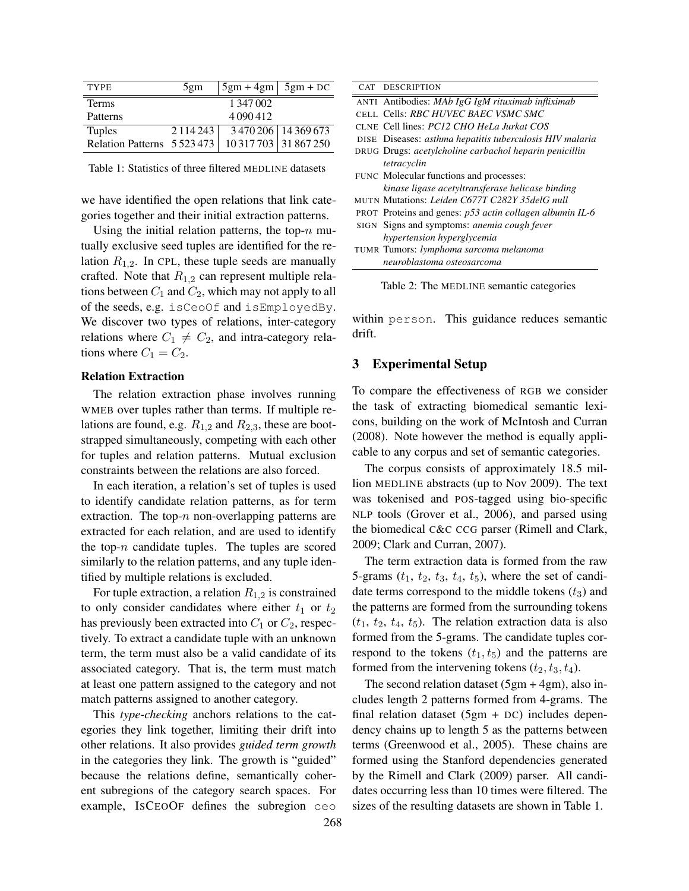| TYPE | 5gm | 5gm + 4gm | 5gm + DC |
|---|---|---|---|
| Terms | | 1 347 002 | |
| Patterns | | 4 090 412 | |
| Tuples | 2 114 243 | 3 470 206 | 14 369 673 |
| Relation Patterns | 5 523 473 | 10 317 703 | 31 867 250 |

Table 1: Statistics of three filtered MEDLINE datasets

we have identified the open relations that link categories together and their initial extraction patterns.

Using the initial relation patterns, the top-$n$ mutually exclusive seed tuples are identified for the relation $R_{1,2}$. In CPL, these tuple seeds are manually crafted. Note that $R_{1,2}$ can represent multiple relations between $C_1$ and $C_2$, which may not apply to all of the seeds, e.g. `isCeoOf` and `isEmployedBy`. We discover two types of relations, inter-category relations where $C_1 \neq C_2$, and intra-category relations where $C_1 = C_2$.

**Relation Extraction**

The relation extraction phase involves running WMEB over tuples rather than terms. If multiple relations are found, e.g. $R_{1,2}$ and $R_{2,3}$, these are bootstrapped simultaneously, competing with each other for tuples and relation patterns. Mutual exclusion constraints between the relations are also forced.

In each iteration, a relation's set of tuples is used to identify candidate relation patterns, as for term extraction. The top-$n$ non-overlapping patterns are extracted for each relation, and are used to identify the top-$n$ candidate tuples. The tuples are scored similarly to the relation patterns, and any tuple identified by multiple relations is excluded.

For tuple extraction, a relation $R_{1,2}$ is constrained to only consider candidates where either $t_1$ or $t_2$ has previously been extracted into $C_1$ or $C_2$, respectively. To extract a candidate tuple with an unknown term, the term must also be a valid candidate of its associated category. That is, the term must match at least one pattern assigned to the category and not match patterns assigned to another category.

This *type-checking* anchors relations to the categories they link together, limiting their drift into other relations. It also provides *guided term growth* in the categories they link. The growth is "guided" because the relations define, semantically coherent subregions of the category search spaces. For example, ISCEOOF defines the subregion `ceo` within `person`. This guidance reduces semantic drift.

| CAT | DESCRIPTION |
|---|---|
| ANTI | Antibodies: *MAb IgG IgM rituximab infliximab* |
| CELL | Cells: *RBC HUVEC BAEC VSMC SMC* |
| CLNE | Cell lines: *PC12 CHO HeLa Jurkat COS* |
| DISE | Diseases: *asthma hepatitis tuberculosis HIV malaria* |
| DRUG | Drugs: *acetylcholine carbachol heparin penicillin tetracyclin* |
| FUNC | Molecular functions and processes: *kinase ligase acetyltransferase helicase binding* |
| MUTN | Mutations: *Leiden C677T C282Y 35delG null* |
| PROT | Proteins and genes: *p53 actin collagen albumin IL-6* |
| SIGN | Signs and symptoms: *anemia cough fever hypertension hyperglycemia* |
| TUMR | Tumors: *lymphoma sarcoma melanoma neuroblastoma osteosarcoma* |

Table 2: The MEDLINE semantic categories

## 3 Experimental Setup

To compare the effectiveness of RGB we consider the task of extracting biomedical semantic lexicons, building on the work of McIntosh and Curran (2008). Note however the method is equally applicable to any corpus and set of semantic categories.

The corpus consists of approximately 18.5 million MEDLINE abstracts (up to Nov 2009). The text was tokenised and POS-tagged using bio-specific NLP tools (Grover et al., 2006), and parsed using the biomedical C&C CCG parser (Rimell and Clark, 2009; Clark and Curran, 2007).

The term extraction data is formed from the raw 5-grams ($t_1$, $t_2$, $t_3$, $t_4$, $t_5$), where the set of candidate terms correspond to the middle tokens ($t_3$) and the patterns are formed from the surrounding tokens ($t_1$, $t_2$, $t_4$, $t_5$). The relation extraction data is also formed from the 5-grams. The candidate tuples correspond to the tokens ($t_1, t_5$) and the patterns are formed from the intervening tokens ($t_2, t_3, t_4$).

The second relation dataset (5gm + 4gm), also includes length 2 patterns formed from 4-grams. The final relation dataset (5gm + DC) includes dependency chains up to length 5 as the patterns between terms (Greenwood et al., 2005). These chains are formed using the Stanford dependencies generated by the Rimell and Clark (2009) parser. All candidates occurring less than 10 times were filtered. The sizes of the resulting datasets are shown in Table 1.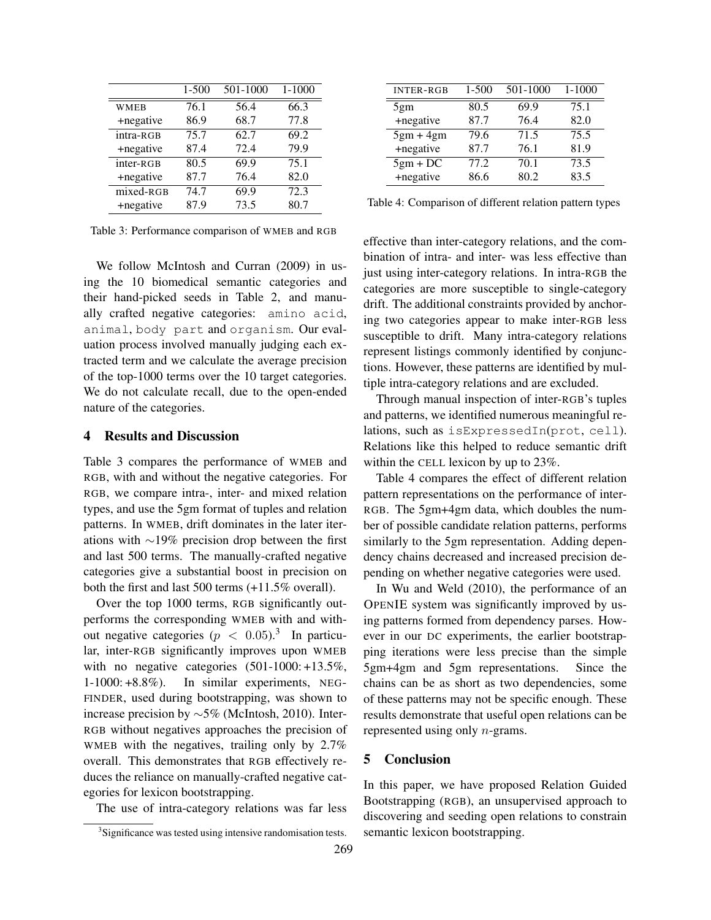| | 1-500 | 501-1000 | 1-1000 |
|---|---|---|---|
| WMEB | 76.1 | 56.4 | 66.3 |
| +negative | 86.9 | 68.7 | 77.8 |
| intra-RGB | 75.7 | 62.7 | 69.2 |
| +negative | 87.4 | 72.4 | 79.9 |
| inter-RGB | 80.5 | 69.9 | 75.1 |
| +negative | 87.7 | 76.4 | 82.0 |
| mixed-RGB | 74.7 | 69.9 | 72.3 |
| +negative | 87.9 | 73.5 | 80.7 |

Table 3: Performance comparison of WMEB and RGB

We follow McIntosh and Curran (2009) in using the 10 biomedical semantic categories and their hand-picked seeds in Table 2, and manually crafted negative categories: `amino acid`, `animal`, `body part` and `organism`. Our evaluation process involved manually judging each extracted term and we calculate the average precision of the top-1000 terms over the 10 target categories. We do not calculate recall, due to the open-ended nature of the categories.

## 4 Results and Discussion

Table 3 compares the performance of WMEB and RGB, with and without the negative categories. For RGB, we compare intra-, inter- and mixed relation types, and use the 5gm format of tuples and relation patterns. In WMEB, drift dominates in the later iterations with ∼19% precision drop between the first and last 500 terms. The manually-crafted negative categories give a substantial boost in precision on both the first and last 500 terms (+11.5% overall).

Over the top 1000 terms, RGB significantly outperforms the corresponding WMEB with and without negative categories ($p < 0.05$).[3] In particular, inter-RGB significantly improves upon WMEB with no negative categories (501-1000: +13.5%, 1-1000: +8.8%). In similar experiments, NEGFINDER, used during bootstrapping, was shown to increase precision by ∼5% (McIntosh, 2010). Inter-RGB without negatives approaches the precision of WMEB with the negatives, trailing only by 2.7% overall. This demonstrates that RGB effectively reduces the reliance on manually-crafted negative categories for lexicon bootstrapping.

The use of intra-category relations was far less effective than inter-category relations, and the combination of intra- and inter- was less effective than just using inter-category relations. In intra-RGB the categories are more susceptible to single-category drift. The additional constraints provided by anchoring two categories appear to make inter-RGB less susceptible to drift. Many intra-category relations represent listings commonly identified by conjunctions. However, these patterns are identified by multiple intra-category relations and are excluded.

[3] Significance was tested using intensive randomisation tests.

| INTER-RGB | 1-500 | 501-1000 | 1-1000 |
|---|---|---|---|
| 5gm | 80.5 | 69.9 | 75.1 |
| +negative | 87.7 | 76.4 | 82.0 |
| 5gm + 4gm | 79.6 | 71.5 | 75.5 |
| +negative | 87.7 | 76.1 | 81.9 |
| 5gm + DC | 77.2 | 70.1 | 73.5 |
| +negative | 86.6 | 80.2 | 83.5 |

Table 4: Comparison of different relation pattern types

Through manual inspection of inter-RGB's tuples and patterns, we identified numerous meaningful relations, such as `isExpressedIn`(`prot`, `cell`). Relations like this helped to reduce semantic drift within the CELL lexicon by up to 23%.

Table 4 compares the effect of different relation pattern representations on the performance of inter-RGB. The 5gm+4gm data, which doubles the number of possible candidate relation patterns, performs similarly to the 5gm representation. Adding dependency chains decreased and increased precision depending on whether negative categories were used.

In Wu and Weld (2010), the performance of an OPENIE system was significantly improved by using patterns formed from dependency parses. However in our DC experiments, the earlier bootstrapping iterations were less precise than the simple 5gm+4gm and 5gm representations. Since the chains can be as short as two dependencies, some of these patterns may not be specific enough. These results demonstrate that useful open relations can be represented using only $n$-grams.

## 5 Conclusion

In this paper, we have proposed Relation Guided Bootstrapping (RGB), an unsupervised approach to discovering and seeding open relations to constrain semantic lexicon bootstrapping.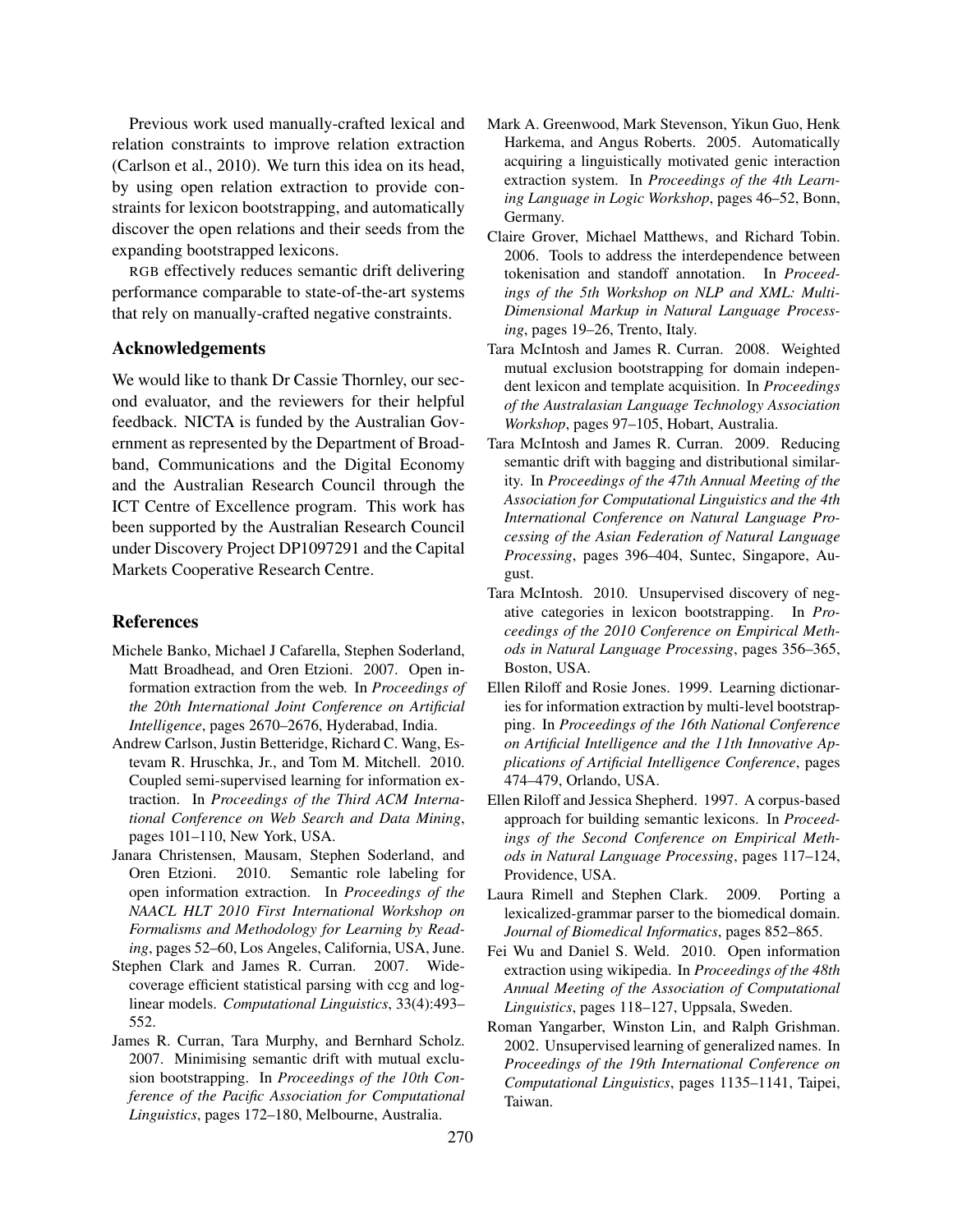Previous work used manually-crafted lexical and relation constraints to improve relation extraction (Carlson et al., 2010). We turn this idea on its head, by using open relation extraction to provide constraints for lexicon bootstrapping, and automatically discover the open relations and their seeds from the expanding bootstrapped lexicons.

RGB effectively reduces semantic drift delivering performance comparable to state-of-the-art systems that rely on manually-crafted negative constraints.

## Acknowledgements

We would like to thank Dr Cassie Thornley, our second evaluator, and the reviewers for their helpful feedback. NICTA is funded by the Australian Government as represented by the Department of Broadband, Communications and the Digital Economy and the Australian Research Council through the ICT Centre of Excellence program. This work has been supported by the Australian Research Council under Discovery Project DP1097291 and the Capital Markets Cooperative Research Centre.

## References

Michele Banko, Michael J Cafarella, Stephen Soderland, Matt Broadhead, and Oren Etzioni. 2007. Open information extraction from the web. In *Proceedings of the 20th International Joint Conference on Artificial Intelligence*, pages 2670–2676, Hyderabad, India.

Andrew Carlson, Justin Betteridge, Richard C. Wang, Estevam R. Hruschka, Jr., and Tom M. Mitchell. 2010. Coupled semi-supervised learning for information extraction. In *Proceedings of the Third ACM International Conference on Web Search and Data Mining*, pages 101–110, New York, USA.

Janara Christensen, Mausam, Stephen Soderland, and Oren Etzioni. 2010. Semantic role labeling for open information extraction. In *Proceedings of the NAACL HLT 2010 First International Workshop on Formalisms and Methodology for Learning by Reading*, pages 52–60, Los Angeles, California, USA, June.

Stephen Clark and James R. Curran. 2007. Wide-coverage efficient statistical parsing with ccg and log-linear models. *Computational Linguistics*, 33(4):493–552.

James R. Curran, Tara Murphy, and Bernhard Scholz. 2007. Minimising semantic drift with mutual exclusion bootstrapping. In *Proceedings of the 10th Conference of the Pacific Association for Computational Linguistics*, pages 172–180, Melbourne, Australia.

Mark A. Greenwood, Mark Stevenson, Yikun Guo, Henk Harkema, and Angus Roberts. 2005. Automatically acquiring a linguistically motivated genic interaction extraction system. In *Proceedings of the 4th Learning Language in Logic Workshop*, pages 46–52, Bonn, Germany.

Claire Grover, Michael Matthews, and Richard Tobin. 2006. Tools to address the interdependence between tokenisation and standoff annotation. In *Proceedings of the 5th Workshop on NLP and XML: Multi-Dimensional Markup in Natural Language Processing*, pages 19–26, Trento, Italy.

Tara McIntosh and James R. Curran. 2008. Weighted mutual exclusion bootstrapping for domain independent lexicon and template acquisition. In *Proceedings of the Australasian Language Technology Association Workshop*, pages 97–105, Hobart, Australia.

Tara McIntosh and James R. Curran. 2009. Reducing semantic drift with bagging and distributional similarity. In *Proceedings of the 47th Annual Meeting of the Association for Computational Linguistics and the 4th International Conference on Natural Language Processing of the Asian Federation of Natural Language Processing*, pages 396–404, Suntec, Singapore, August.

Tara McIntosh. 2010. Unsupervised discovery of negative categories in lexicon bootstrapping. In *Proceedings of the 2010 Conference on Empirical Methods in Natural Language Processing*, pages 356–365, Boston, USA.

Ellen Riloff and Rosie Jones. 1999. Learning dictionaries for information extraction by multi-level bootstrapping. In *Proceedings of the 16th National Conference on Artificial Intelligence and the 11th Innovative Applications of Artificial Intelligence Conference*, pages 474–479, Orlando, USA.

Ellen Riloff and Jessica Shepherd. 1997. A corpus-based approach for building semantic lexicons. In *Proceedings of the Second Conference on Empirical Methods in Natural Language Processing*, pages 117–124, Providence, USA.

Laura Rimell and Stephen Clark. 2009. Porting a lexicalized-grammar parser to the biomedical domain. *Journal of Biomedical Informatics*, pages 852–865.

Fei Wu and Daniel S. Weld. 2010. Open information extraction using wikipedia. In *Proceedings of the 48th Annual Meeting of the Association of Computational Linguistics*, pages 118–127, Uppsala, Sweden.

Roman Yangarber, Winston Lin, and Ralph Grishman. 2002. Unsupervised learning of generalized names. In *Proceedings of the 19th International Conference on Computational Linguistics*, pages 1135–1141, Taipei, Taiwan.